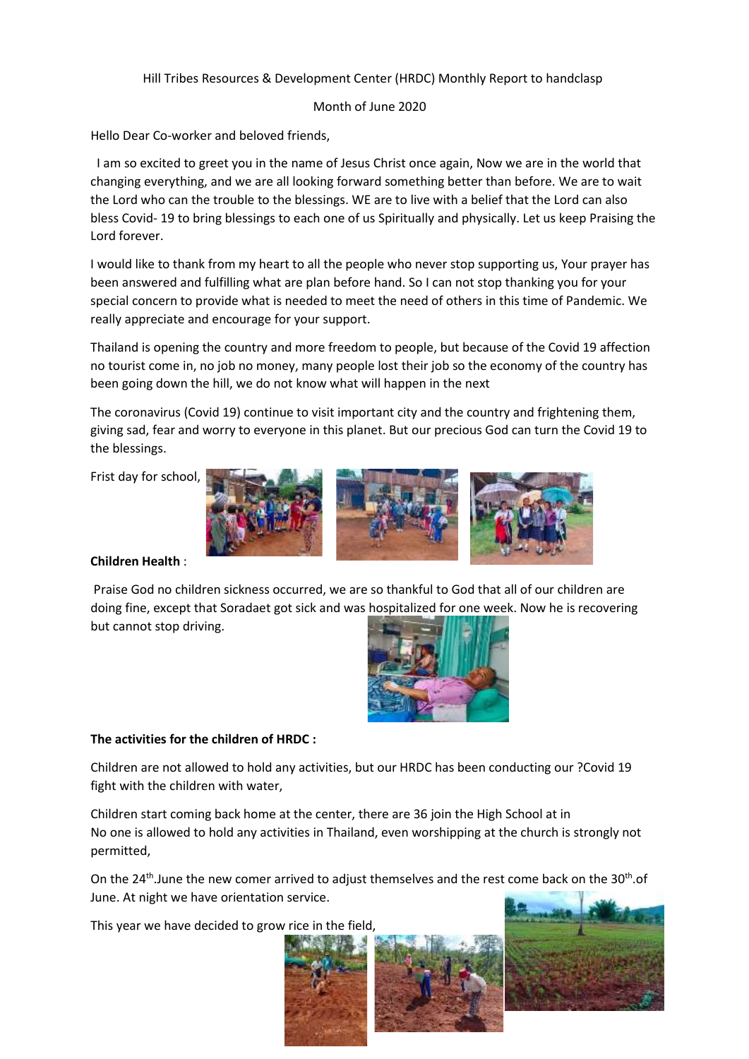Hill Tribes Resources & Development Center (HRDC) Monthly Report to handclasp

Month of June 2020

Hello Dear Co-worker and beloved friends,

I am so excited to greet you in the name of Jesus Christ once again, Now we are in the world that changing everything, and we are all looking forward something better than before. We are to wait the Lord who can the trouble to the blessings. WE are to live with a belief that the Lord can also bless Covid- 19 to bring blessings to each one of us Spiritually and physically. Let us keep Praising the Lord forever.

I would like to thank from my heart to all the people who never stop supporting us, Your prayer has been answered and fulfilling what are plan before hand. So I can not stop thanking you for your special concern to provide what is needed to meet the need of others in this time of Pandemic. We really appreciate and encourage for your support.

Thailand is opening the country and more freedom to people, but because of the Covid 19 affection no tourist come in, no job no money, many people lost their job so the economy of the country has been going down the hill, we do not know what will happen in the next

The coronavirus (Covid 19) continue to visit important city and the country and frightening them, giving sad, fear and worry to everyone in this planet. But our precious God can turn the Covid 19 to the blessings.

Frist day for school,

**Children Health** :

Praise God no children sickness occurred, we are so thankful to God that all of our children are doing fine, except that Soradaet got sick and was hospitalized for one week. Now he is recovering but cannot stop driving.

**The activities for the children of HRDC :**

Children are not allowed to hold any activities, but our HRDC has been conducting our ?Covid 19 fight with the children with water,

Children start coming back home at the center, there are 36 join the High School at in
No one is allowed to hold any activities in Thailand, even worshipping at the church is strongly not permitted,

On the 24th.June the new comer arrived to adjust themselves and the rest come back on the 30th.of June. At night we have orientation service.

This year we have decided to grow rice in the field,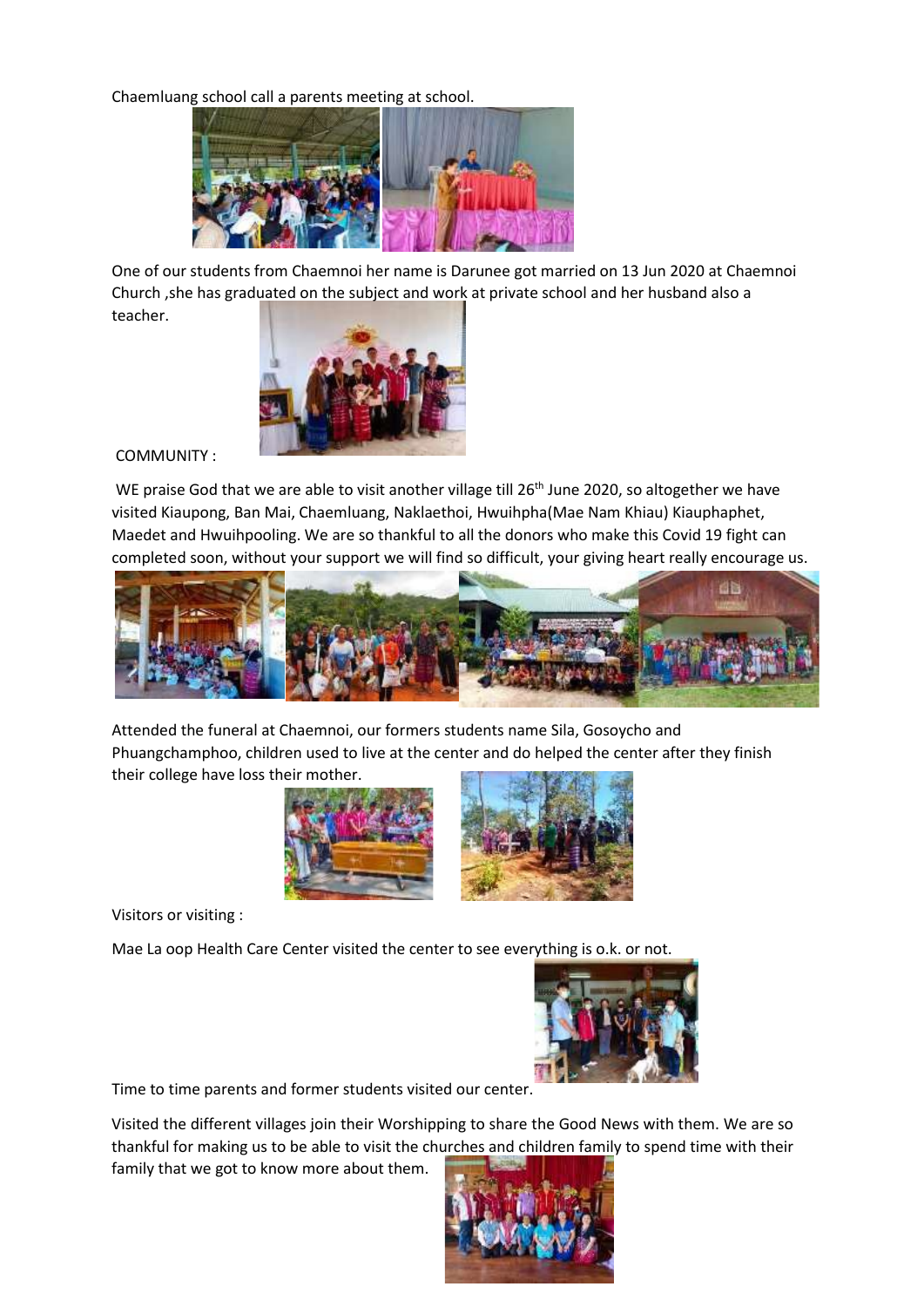Chaemluang school call a parents meeting at school.

One of our students from Chaemnoi her name is Darunee got married on 13 Jun 2020 at Chaemnoi Church ,she has graduated on the subject and work at private school and her husband also a teacher.

COMMUNITY :

WE praise God that we are able to visit another village till 26th June 2020, so altogether we have visited Kiaupong, Ban Mai, Chaemluang, Naklaethoi, Hwuihpha(Mae Nam Khiau) Kiauphaphet, Maedet and Hwuihpooling. We are so thankful to all the donors who make this Covid 19 fight can completed soon, without your support we will find so difficult, your giving heart really encourage us.

Attended the funeral at Chaemnoi, our formers students name Sila, Gosoycho and Phuangchamphoo, children used to live at the center and do helped the center after they finish their college have loss their mother.

Visitors or visiting :

Mae La oop Health Care Center visited the center to see everything is o.k. or not.

Time to time parents and former students visited our center.

Visited the different villages join their Worshipping to share the Good News with them. We are so thankful for making us to be able to visit the churches and children family to spend time with their family that we got to know more about them.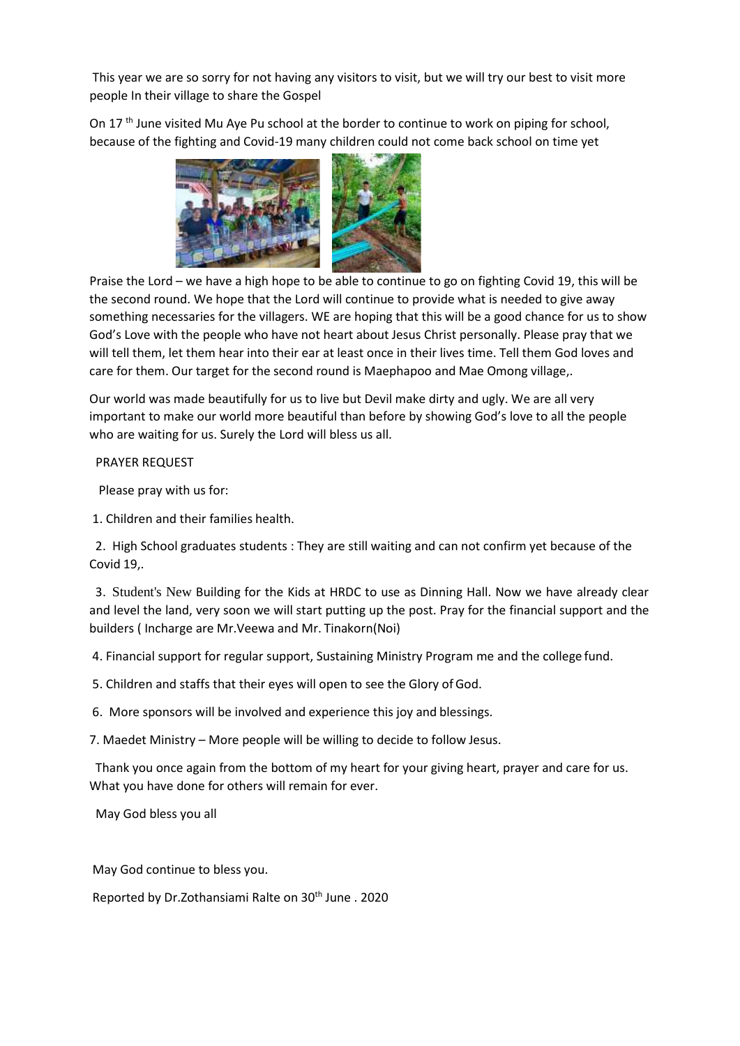This year we are so sorry for not having any visitors to visit, but we will try our best to visit more people In their village to share the Gospel

On 17 th June visited Mu Aye Pu school at the border to continue to work on piping for school, because of the fighting and Covid-19 many children could not come back school on time yet

Praise the Lord – we have a high hope to be able to continue to go on fighting Covid 19, this will be the second round. We hope that the Lord will continue to provide what is needed to give away something necessaries for the villagers. WE are hoping that this will be a good chance for us to show God's Love with the people who have not heart about Jesus Christ personally. Please pray that we will tell them, let them hear into their ear at least once in their lives time. Tell them God loves and care for them. Our target for the second round is Maephapoo and Mae Omong village,.

Our world was made beautifully for us to live but Devil make dirty and ugly. We are all very important to make our world more beautiful than before by showing God's love to all the people who are waiting for us. Surely the Lord will bless us all.

PRAYER REQUEST

Please pray with us for:

1. Children and their families health.

2. High School graduates students : They are still waiting and can not confirm yet because of the Covid 19,.

3. Student's New Building for the Kids at HRDC to use as Dinning Hall. Now we have already clear and level the land, very soon we will start putting up the post. Pray for the financial support and the builders ( Incharge are Mr.Veewa and Mr. Tinakorn(Noi)

4. Financial support for regular support, Sustaining Ministry Program me and the college fund.

5. Children and staffs that their eyes will open to see the Glory of God.

6. More sponsors will be involved and experience this joy and blessings.

7. Maedet Ministry – More people will be willing to decide to follow Jesus.

Thank you once again from the bottom of my heart for your giving heart, prayer and care for us. What you have done for others will remain for ever.

May God bless you all

May God continue to bless you.

Reported by Dr.Zothansiami Ralte on 30th June . 2020